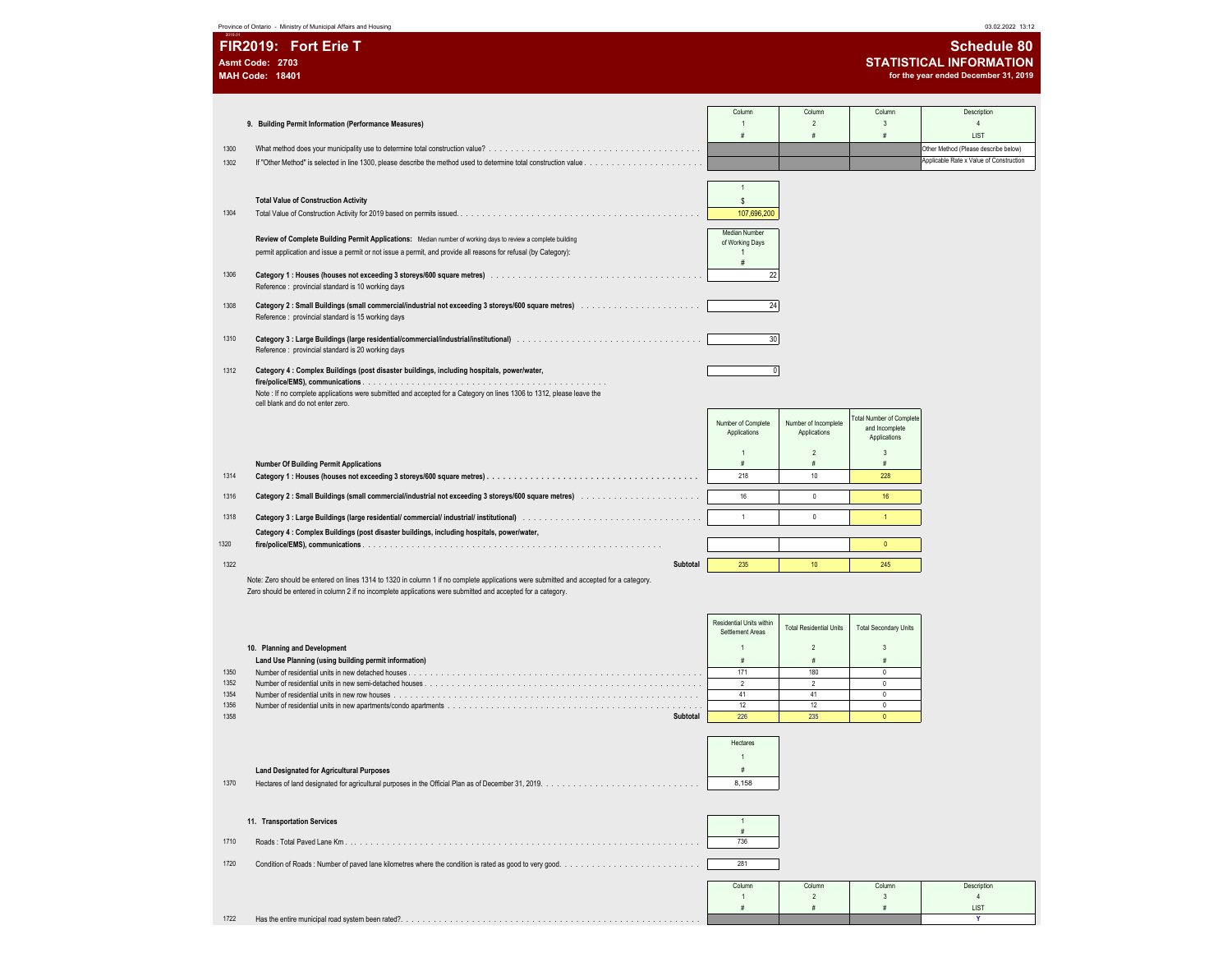Province of Ontario - Ministry of Municipal Affairs and Housing

# FIR2019: Fort Erie T

**Asmt Code: 2703**
**MAH Code: 18401**

## Schedule 80
### STATISTICAL INFORMATION
**for the year ended December 31, 2019**

| | **9. Building Permit Information (Performance Measures)** | Column 1 # | Column 2 # | Column 3 # | Description 4 LIST |
|---|---|---|---|---|---|
| 1300 | What method does your municipality use to determine total construction value? | | | | Other Method (Please describe below) |
| 1302 | If "Other Method" is selected in line 1300, please describe the method used to determine total construction value | | | | Applicable Rate x Value of Construction |

| | **Total Value of Construction Activity** | 1 $ |
|---|---|---|
| 1304 | Total Value of Construction Activity for 2019 based on permits issued | 107,696,200 |

| | **Review of Complete Building Permit Applications:** Median number of working days to review a complete building permit application and issue a permit or not issue a permit, and provide all reasons for refusal (by Category): | Median Number of Working Days 1 # |
|---|---|---|
| 1306 | **Category 1 : Houses (houses not exceeding 3 storeys/600 square metres)** Reference : provincial standard is 10 working days | 22 |
| 1308 | **Category 2 : Small Buildings (small commercial/industrial not exceeding 3 storeys/600 square metres)** Reference : provincial standard is 15 working days | 24 |
| 1310 | **Category 3 : Large Buildings (large residential/commercial/industrial/institutional)** Reference : provincial standard is 20 working days | 30 |
| 1312 | **Category 4 : Complex Buildings (post disaster buildings, including hospitals, power/water, fire/police/EMS), communications** Note : If no complete applications were submitted and accepted for a Category on lines 1306 to 1312, please leave the cell blank and do not enter zero. | 0 |

| | **Number Of Building Permit Applications** | Number of Complete Applications 1 # | Number of Incomplete Applications 2 # | Total Number of Complete and Incomplete Applications 3 # |
|---|---|---|---|---|
| 1314 | **Category 1 : Houses (houses not exceeding 3 storeys/600 square metres)** | 218 | 10 | 228 |
| 1316 | **Category 2 : Small Buildings (small commercial/industrial not exceeding 3 storeys/600 square metres)** | 16 | 0 | 16 |
| 1318 | **Category 3 : Large Buildings (large residential/ commercial/ industrial/ institutional)** | 1 | 0 | 1 |
| 1320 | **Category 4 : Complex Buildings (post disaster buildings, including hospitals, power/water, fire/police/EMS), communications** | | | 0 |
| 1322 | **Subtotal** | 235 | 10 | 245 |

Note: Zero should be entered on lines 1314 to 1320 in column 1 if no complete applications were submitted and accepted for a category.
Zero should be entered in column 2 if no incomplete applications were submitted and accepted for a category.

| | **10. Planning and Development** **Land Use Planning (using building permit information)** | Residential Units within Settlement Areas 1 # | Total Residential Units 2 # | Total Secondary Units 3 # |
|---|---|---|---|---|
| 1350 | Number of residential units in new detached houses | 171 | 180 | 0 |
| 1352 | Number of residential units in new semi-detached houses | 2 | 2 | 0 |
| 1354 | Number of residential units in new row houses | 41 | 41 | 0 |
| 1356 | Number of residential units in new apartments/condo apartments | 12 | 12 | 0 |
| 1358 | **Subtotal** | 226 | 235 | 0 |

| | **Land Designated for Agricultural Purposes** | Hectares 1 # |
|---|---|---|
| 1370 | Hectares of land designated for agricultural purposes in the Official Plan as of December 31, 2019. | 8,158 |

| | **11. Transportation Services** | 1 # |
|---|---|---|
| 1710 | Roads : Total Paved Lane Km | 736 |
| 1720 | Condition of Roads : Number of paved lane kilometres where the condition is rated as good to very good. | 281 |

| | | Column 1 # | Column 2 # | Column 3 # | Description 4 LIST |
|---|---|---|---|---|---|
| 1722 | Has the entire municipal road system been rated? | | | | Y |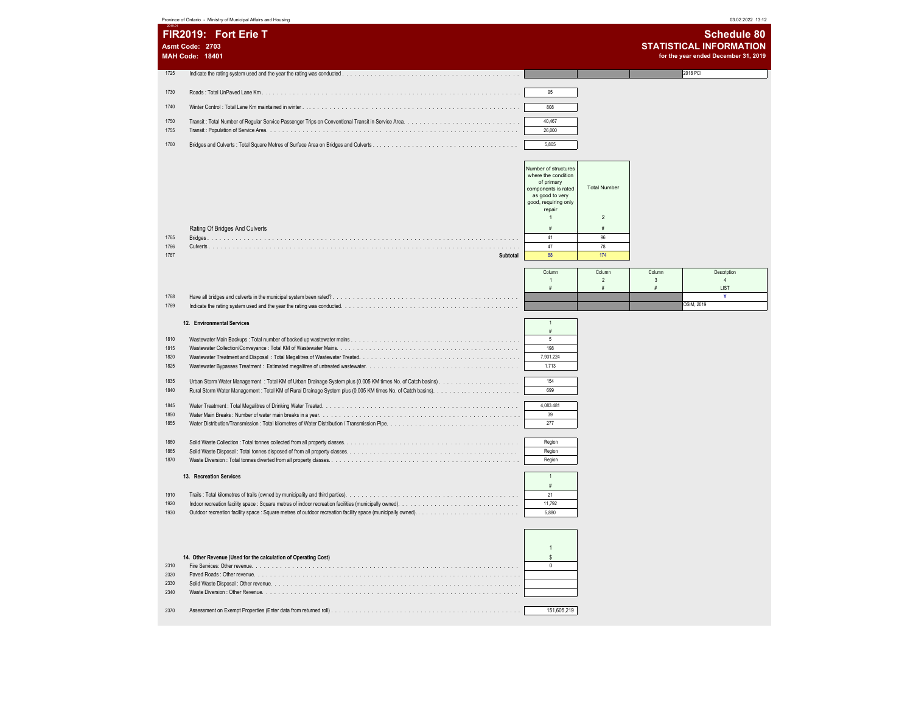# FIR2019: Fort Erie T

**Asmt Code: 2703**
**MAH Code: 18401**

## Schedule 80
### STATISTICAL INFORMATION
**for the year ended December 31, 2019**

| | | | | | |
|---|---|---|---|---|---|
| 1725 | Indicate the rating system used and the year the rating was conducted | | | | 2018 PCI |
| 1730 | Roads : Total UnPaved Lane Km | 95 | | | |
| 1740 | Winter Control : Total Lane Km maintained in winter | 808 | | | |
| 1750 | Transit : Total Number of Regular Service Passenger Trips on Conventional Transit in Service Area. | 40,467 | | | |
| 1755 | Transit : Population of Service Area. | 26,000 | | | |
| 1760 | Bridges and Culverts : Total Square Metres of Surface Area on Bridges and Culverts | 5,805 | | | |

| | Rating Of Bridges And Culverts | Number of structures where the condition of primary components is rated as good to very good, requiring only repair 1 # | Total Number 2 # |
|---|---|---|---|
| 1765 | Bridges | 41 | 96 |
| 1766 | Culverts | 47 | 78 |
| 1767 | Subtotal | 88 | 174 |

| | | Column 1 # | Column 2 # | Column 3 # | Description 4 LIST |
|---|---|---|---|---|---|
| 1768 | Have all bridges and culverts in the municipal system been rated? | | | | Y |
| 1769 | Indicate the rating system used and the year the rating was conducted. | | | | OSIM, 2019 |

### 12. Environmental Services

| | | 1 # |
|---|---|---|
| 1810 | Wastewater Main Backups : Total number of backed up wastewater mains | 5 |
| 1815 | Wastewater Collection/Conveyance : Total KM of Wastewater Mains. | 198 |
| 1820 | Wastewater Treatment and Disposal : Total Megalitres of Wastewater Treated. | 7,931.224 |
| 1825 | Wastewater Bypasses Treatment : Estimated megalitres of untreated wastewater. | 1.713 |
| 1835 | Urban Storm Water Management : Total KM of Urban Drainage System plus (0.005 KM times No. of Catch basins) | 154 |
| 1840 | Rural Storm Water Management : Total KM of Rural Drainage System plus (0.005 KM times No. of Catch basins). | 699 |
| 1845 | Water Treatment : Total Megalitres of Drinking Water Treated. | 4,083.481 |
| 1850 | Water Main Breaks : Number of water main breaks in a year. | 39 |
| 1855 | Water Distribution/Transmission : Total kilometres of Water Distribution / Transmission Pipe. | 277 |
| 1860 | Solid Waste Collection : Total tonnes collected from all property classes. | Region |
| 1865 | Solid Waste Disposal : Total tonnes disposed of from all property classes. | Region |
| 1870 | Waste Diversion : Total tonnes diverted from all property classes. | Region |

### 13. Recreation Services

| | | 1 # |
|---|---|---|
| 1910 | Trails : Total kilometres of trails (owned by municipality and third parties). | 21 |
| 1920 | Indoor recreation facility space : Square metres of indoor recreation facilities (municipally owned). | 11,792 |
| 1930 | Outdoor recreation facility space : Square metres of outdoor recreation facility space (municipally owned). | 5,880 |

### 14. Other Revenue (Used for the calculation of Operating Cost)

| | | 1 $ |
|---|---|---|
| 2310 | Fire Services: Other revenue. | 0 |
| 2320 | Paved Roads : Other revenue. | |
| 2330 | Solid Waste Disposal : Other revenue. | |
| 2340 | Waste Diversion : Other Revenue. | |
| 2370 | Assessment on Exempt Properties (Enter data from returned roll) | 151,605,219 |